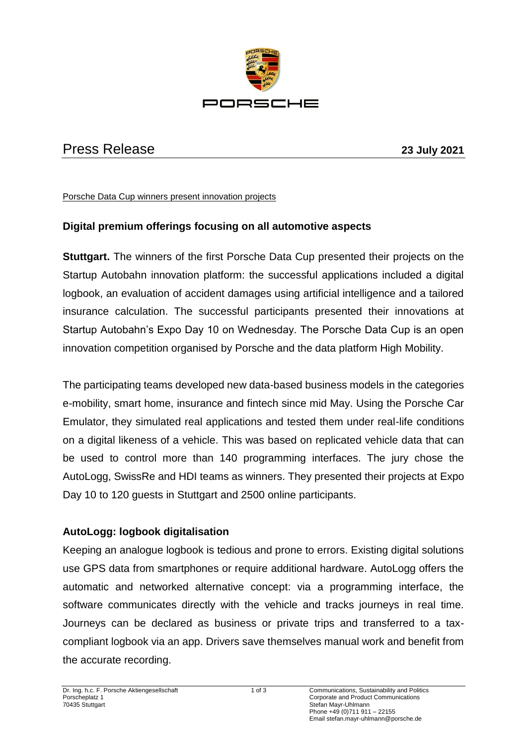# Press Release

**23 July 2021**

Porsche Data Cup winners present innovation projects

## Digital premium offerings focusing on all automotive aspects

**Stuttgart.** The winners of the first Porsche Data Cup presented their projects on the Startup Autobahn innovation platform: the successful applications included a digital logbook, an evaluation of accident damages using artificial intelligence and a tailored insurance calculation. The successful participants presented their innovations at Startup Autobahn's Expo Day 10 on Wednesday. The Porsche Data Cup is an open innovation competition organised by Porsche and the data platform High Mobility.

The participating teams developed new data-based business models in the categories e-mobility, smart home, insurance and fintech since mid May. Using the Porsche Car Emulator, they simulated real applications and tested them under real-life conditions on a digital likeness of a vehicle. This was based on replicated vehicle data that can be used to control more than 140 programming interfaces. The jury chose the AutoLogg, SwissRe and HDI teams as winners. They presented their projects at Expo Day 10 to 120 guests in Stuttgart and 2500 online participants.

### AutoLogg: logbook digitalisation

Keeping an analogue logbook is tedious and prone to errors. Existing digital solutions use GPS data from smartphones or require additional hardware. AutoLogg offers the automatic and networked alternative concept: via a programming interface, the software communicates directly with the vehicle and tracks journeys in real time. Journeys can be declared as business or private trips and transferred to a tax-compliant logbook via an app. Drivers save themselves manual work and benefit from the accurate recording.

Dr. Ing. h.c. F. Porsche Aktiengesellschaft
Porscheplatz 1
70435 Stuttgart

Communications, Sustainability and Politics
Corporate and Product Communications
Stefan Mayr-Uhlmann
Phone +49 (0)711 911 – 22155
Email stefan.mayr-uhlmann@porsche.de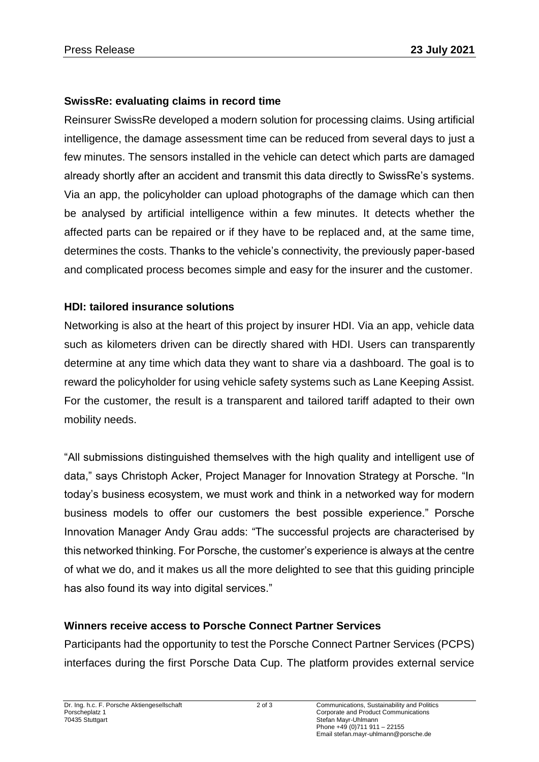**SwissRe: evaluating claims in record time**

Reinsurer SwissRe developed a modern solution for processing claims. Using artificial intelligence, the damage assessment time can be reduced from several days to just a few minutes. The sensors installed in the vehicle can detect which parts are damaged already shortly after an accident and transmit this data directly to SwissRe's systems. Via an app, the policyholder can upload photographs of the damage which can then be analysed by artificial intelligence within a few minutes. It detects whether the affected parts can be repaired or if they have to be replaced and, at the same time, determines the costs. Thanks to the vehicle's connectivity, the previously paper-based and complicated process becomes simple and easy for the insurer and the customer.

**HDI: tailored insurance solutions**

Networking is also at the heart of this project by insurer HDI. Via an app, vehicle data such as kilometers driven can be directly shared with HDI. Users can transparently determine at any time which data they want to share via a dashboard. The goal is to reward the policyholder for using vehicle safety systems such as Lane Keeping Assist. For the customer, the result is a transparent and tailored tariff adapted to their own mobility needs.

"All submissions distinguished themselves with the high quality and intelligent use of data," says Christoph Acker, Project Manager for Innovation Strategy at Porsche. "In today's business ecosystem, we must work and think in a networked way for modern business models to offer our customers the best possible experience." Porsche Innovation Manager Andy Grau adds: "The successful projects are characterised by this networked thinking. For Porsche, the customer's experience is always at the centre of what we do, and it makes us all the more delighted to see that this guiding principle has also found its way into digital services."

**Winners receive access to Porsche Connect Partner Services**

Participants had the opportunity to test the Porsche Connect Partner Services (PCPS) interfaces during the first Porsche Data Cup. The platform provides external service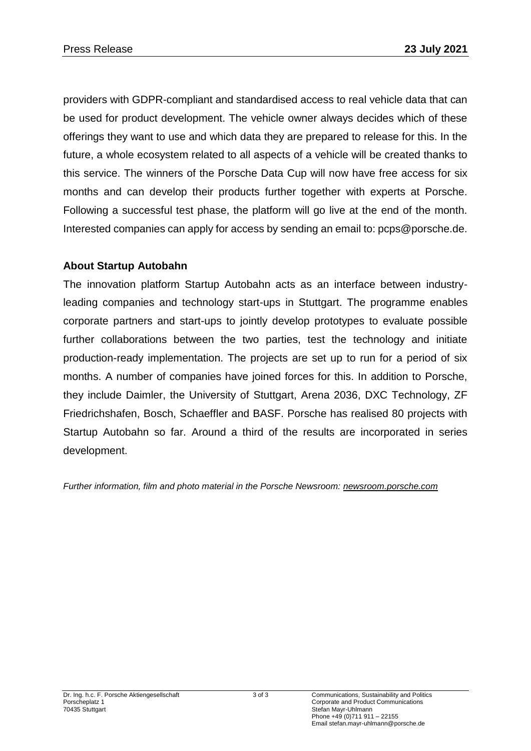providers with GDPR-compliant and standardised access to real vehicle data that can be used for product development. The vehicle owner always decides which of these offerings they want to use and which data they are prepared to release for this. In the future, a whole ecosystem related to all aspects of a vehicle will be created thanks to this service. The winners of the Porsche Data Cup will now have free access for six months and can develop their products further together with experts at Porsche. Following a successful test phase, the platform will go live at the end of the month. Interested companies can apply for access by sending an email to: pcps@porsche.de.

**About Startup Autobahn**

The innovation platform Startup Autobahn acts as an interface between industry-leading companies and technology start-ups in Stuttgart. The programme enables corporate partners and start-ups to jointly develop prototypes to evaluate possible further collaborations between the two parties, test the technology and initiate production-ready implementation. The projects are set up to run for a period of six months. A number of companies have joined forces for this. In addition to Porsche, they include Daimler, the University of Stuttgart, Arena 2036, DXC Technology, ZF Friedrichshafen, Bosch, Schaeffler and BASF. Porsche has realised 80 projects with Startup Autobahn so far. Around a third of the results are incorporated in series development.

*Further information, film and photo material in the Porsche Newsroom: newsroom.porsche.com*